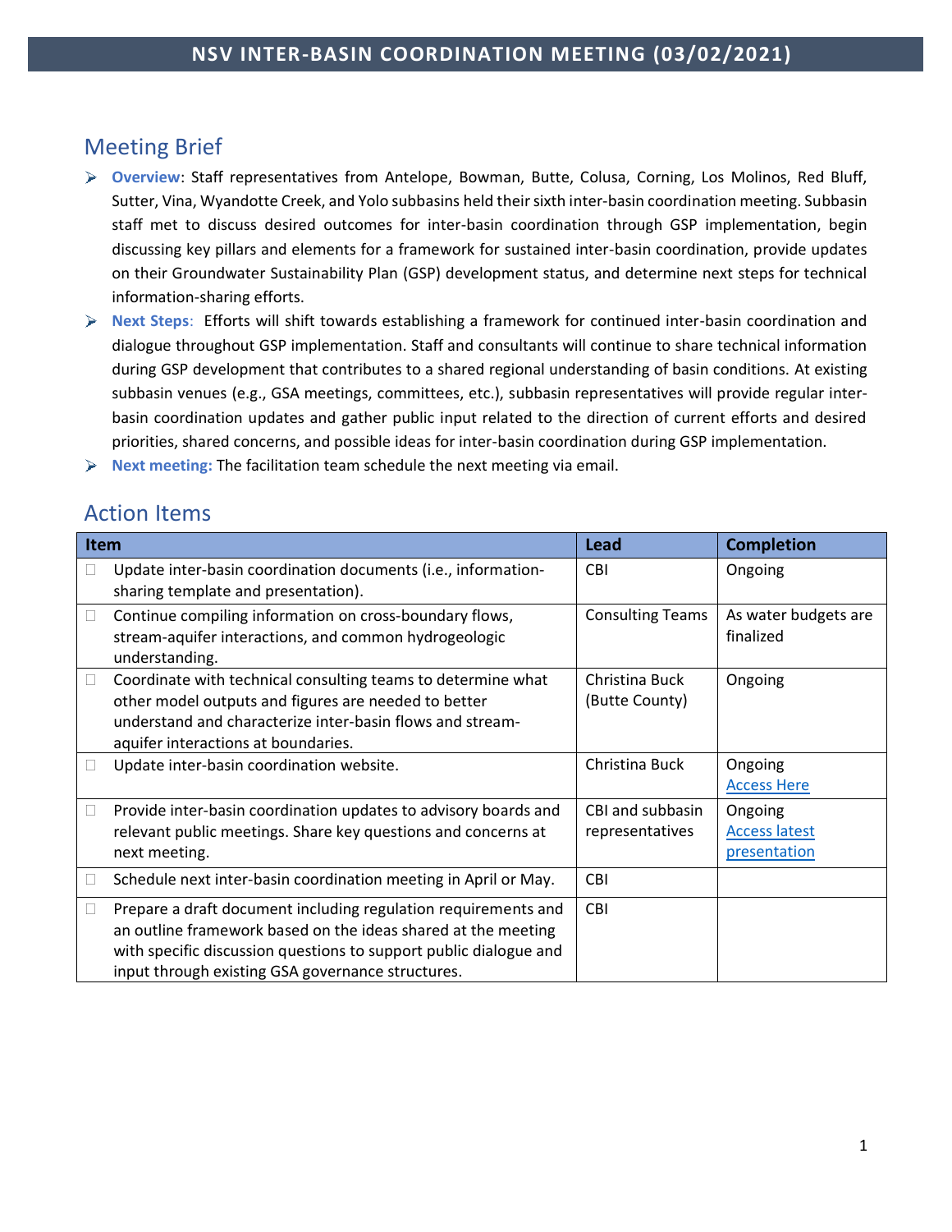# NSV INTER-BASIN COORDINATION MEETING (03/02/2021)

## Meeting Brief

- **Overview**: Staff representatives from Antelope, Bowman, Butte, Colusa, Corning, Los Molinos, Red Bluff, Sutter, Vina, Wyandotte Creek, and Yolo subbasins held their sixth inter-basin coordination meeting. Subbasin staff met to discuss desired outcomes for inter-basin coordination through GSP implementation, begin discussing key pillars and elements for a framework for sustained inter-basin coordination, provide updates on their Groundwater Sustainability Plan (GSP) development status, and determine next steps for technical information-sharing efforts.
- **Next Steps**: Efforts will shift towards establishing a framework for continued inter-basin coordination and dialogue throughout GSP implementation. Staff and consultants will continue to share technical information during GSP development that contributes to a shared regional understanding of basin conditions. At existing subbasin venues (e.g., GSA meetings, committees, etc.), subbasin representatives will provide regular inter-basin coordination updates and gather public input related to the direction of current efforts and desired priorities, shared concerns, and possible ideas for inter-basin coordination during GSP implementation.
- **Next meeting:** The facilitation team schedule the next meeting via email.

## Action Items

| Item | Lead | Completion |
|---|---|---|
| ☐ Update inter-basin coordination documents (i.e., information-sharing template and presentation). | CBI | Ongoing |
| ☐ Continue compiling information on cross-boundary flows, stream-aquifer interactions, and common hydrogeologic understanding. | Consulting Teams | As water budgets are finalized |
| ☐ Coordinate with technical consulting teams to determine what other model outputs and figures are needed to better understand and characterize inter-basin flows and stream-aquifer interactions at boundaries. | Christina Buck (Butte County) | Ongoing |
| ☐ Update inter-basin coordination website. | Christina Buck | Ongoing Access Here |
| ☐ Provide inter-basin coordination updates to advisory boards and relevant public meetings. Share key questions and concerns at next meeting. | CBI and subbasin representatives | Ongoing Access latest presentation |
| ☐ Schedule next inter-basin coordination meeting in April or May. | CBI | |
| ☐ Prepare a draft document including regulation requirements and an outline framework based on the ideas shared at the meeting with specific discussion questions to support public dialogue and input through existing GSA governance structures. | CBI | |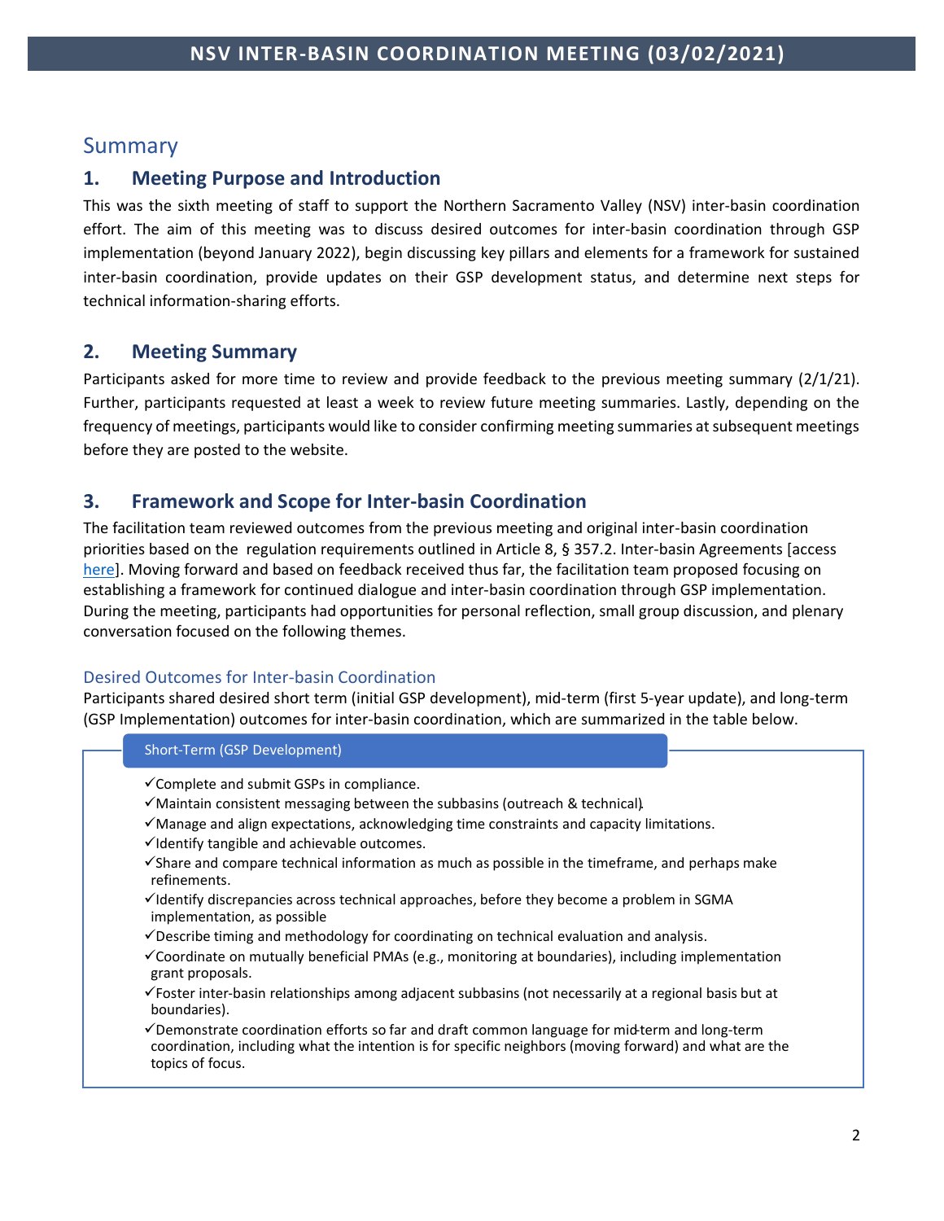# NSV INTER-BASIN COORDINATION MEETING (03/02/2021)

## Summary

### 1. Meeting Purpose and Introduction

This was the sixth meeting of staff to support the Northern Sacramento Valley (NSV) inter-basin coordination effort. The aim of this meeting was to discuss desired outcomes for inter-basin coordination through GSP implementation (beyond January 2022), begin discussing key pillars and elements for a framework for sustained inter-basin coordination, provide updates on their GSP development status, and determine next steps for technical information-sharing efforts.

### 2. Meeting Summary

Participants asked for more time to review and provide feedback to the previous meeting summary (2/1/21). Further, participants requested at least a week to review future meeting summaries. Lastly, depending on the frequency of meetings, participants would like to consider confirming meeting summaries at subsequent meetings before they are posted to the website.

### 3. Framework and Scope for Inter-basin Coordination

The facilitation team reviewed outcomes from the previous meeting and original inter-basin coordination priorities based on the regulation requirements outlined in Article 8, § 357.2. Inter-basin Agreements [access here]. Moving forward and based on feedback received thus far, the facilitation team proposed focusing on establishing a framework for continued dialogue and inter-basin coordination through GSP implementation. During the meeting, participants had opportunities for personal reflection, small group discussion, and plenary conversation focused on the following themes.

#### Desired Outcomes for Inter-basin Coordination

Participants shared desired short term (initial GSP development), mid-term (first 5-year update), and long-term (GSP Implementation) outcomes for inter-basin coordination, which are summarized in the table below.

**Short-Term (GSP Development)**

- ✓Complete and submit GSPs in compliance.
- ✓Maintain consistent messaging between the subbasins (outreach & technical).
- ✓Manage and align expectations, acknowledging time constraints and capacity limitations.
- ✓Identify tangible and achievable outcomes.
- ✓Share and compare technical information as much as possible in the timeframe, and perhaps make refinements.
- ✓Identify discrepancies across technical approaches, before they become a problem in SGMA implementation, as possible
- ✓Describe timing and methodology for coordinating on technical evaluation and analysis.
- ✓Coordinate on mutually beneficial PMAs (e.g., monitoring at boundaries), including implementation grant proposals.
- ✓Foster inter-basin relationships among adjacent subbasins (not necessarily at a regional basis but at boundaries).
- ✓Demonstrate coordination efforts so far and draft common language for mid-term and long-term coordination, including what the intention is for specific neighbors (moving forward) and what are the topics of focus.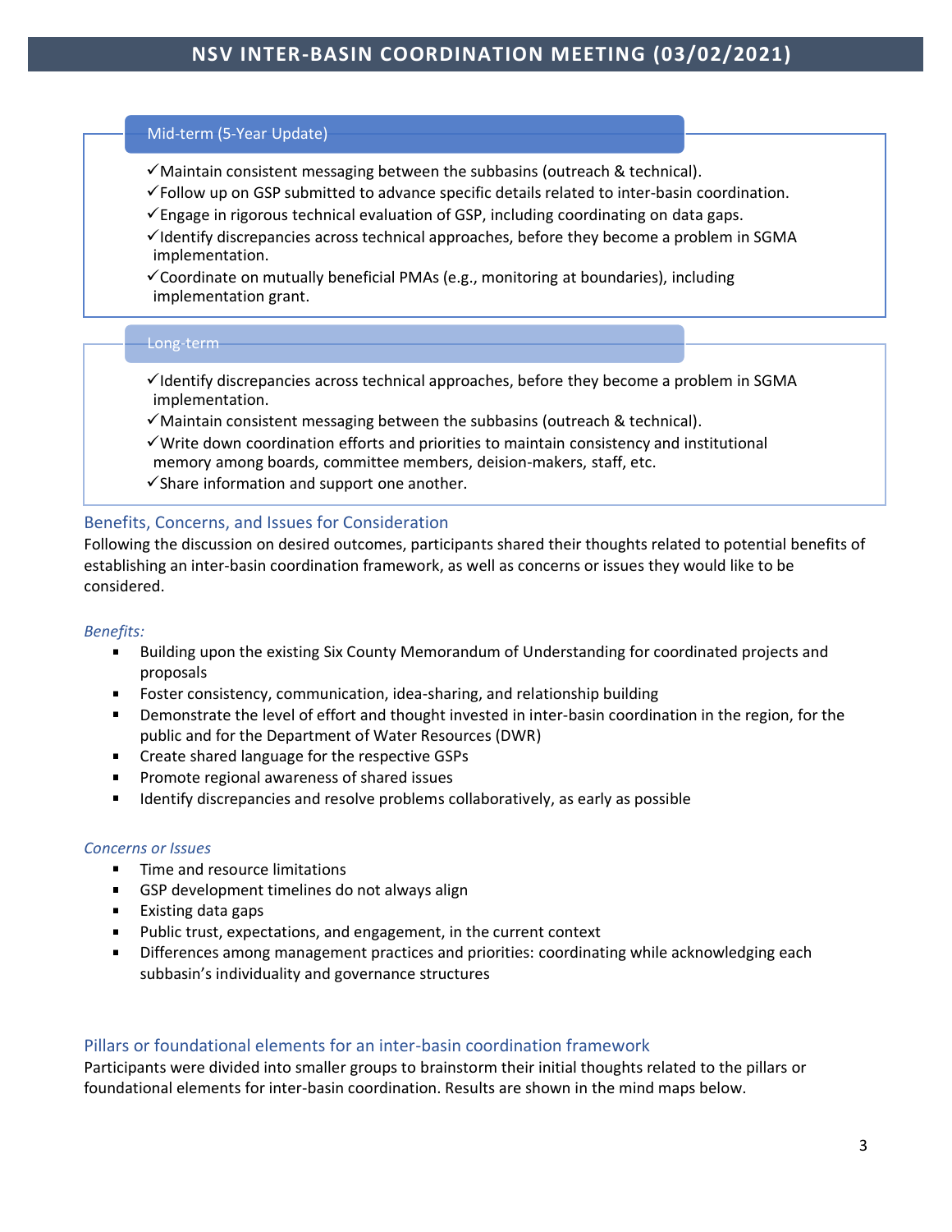### Mid-term (5-Year Update)

- ✓Maintain consistent messaging between the subbasins (outreach & technical).
- ✓Follow up on GSP submitted to advance specific details related to inter-basin coordination.
- ✓Engage in rigorous technical evaluation of GSP, including coordinating on data gaps.
- ✓Identify discrepancies across technical approaches, before they become a problem in SGMA implementation.
- ✓Coordinate on mutually beneficial PMAs (e.g., monitoring at boundaries), including implementation grant.

### Long-term

- ✓Identify discrepancies across technical approaches, before they become a problem in SGMA implementation.
- ✓Maintain consistent messaging between the subbasins (outreach & technical).
- ✓Write down coordination efforts and priorities to maintain consistency and institutional memory among boards, committee members, deision-makers, staff, etc.
- ✓Share information and support one another.

## Benefits, Concerns, and Issues for Consideration

Following the discussion on desired outcomes, participants shared their thoughts related to potential benefits of establishing an inter-basin coordination framework, as well as concerns or issues they would like to be considered.

*Benefits:*

- Building upon the existing Six County Memorandum of Understanding for coordinated projects and proposals
- Foster consistency, communication, idea-sharing, and relationship building
- Demonstrate the level of effort and thought invested in inter-basin coordination in the region, for the public and for the Department of Water Resources (DWR)
- Create shared language for the respective GSPs
- Promote regional awareness of shared issues
- Identify discrepancies and resolve problems collaboratively, as early as possible

*Concerns or Issues*

- Time and resource limitations
- GSP development timelines do not always align
- Existing data gaps
- Public trust, expectations, and engagement, in the current context
- Differences among management practices and priorities: coordinating while acknowledging each subbasin's individuality and governance structures

## Pillars or foundational elements for an inter-basin coordination framework

Participants were divided into smaller groups to brainstorm their initial thoughts related to the pillars or foundational elements for inter-basin coordination. Results are shown in the mind maps below.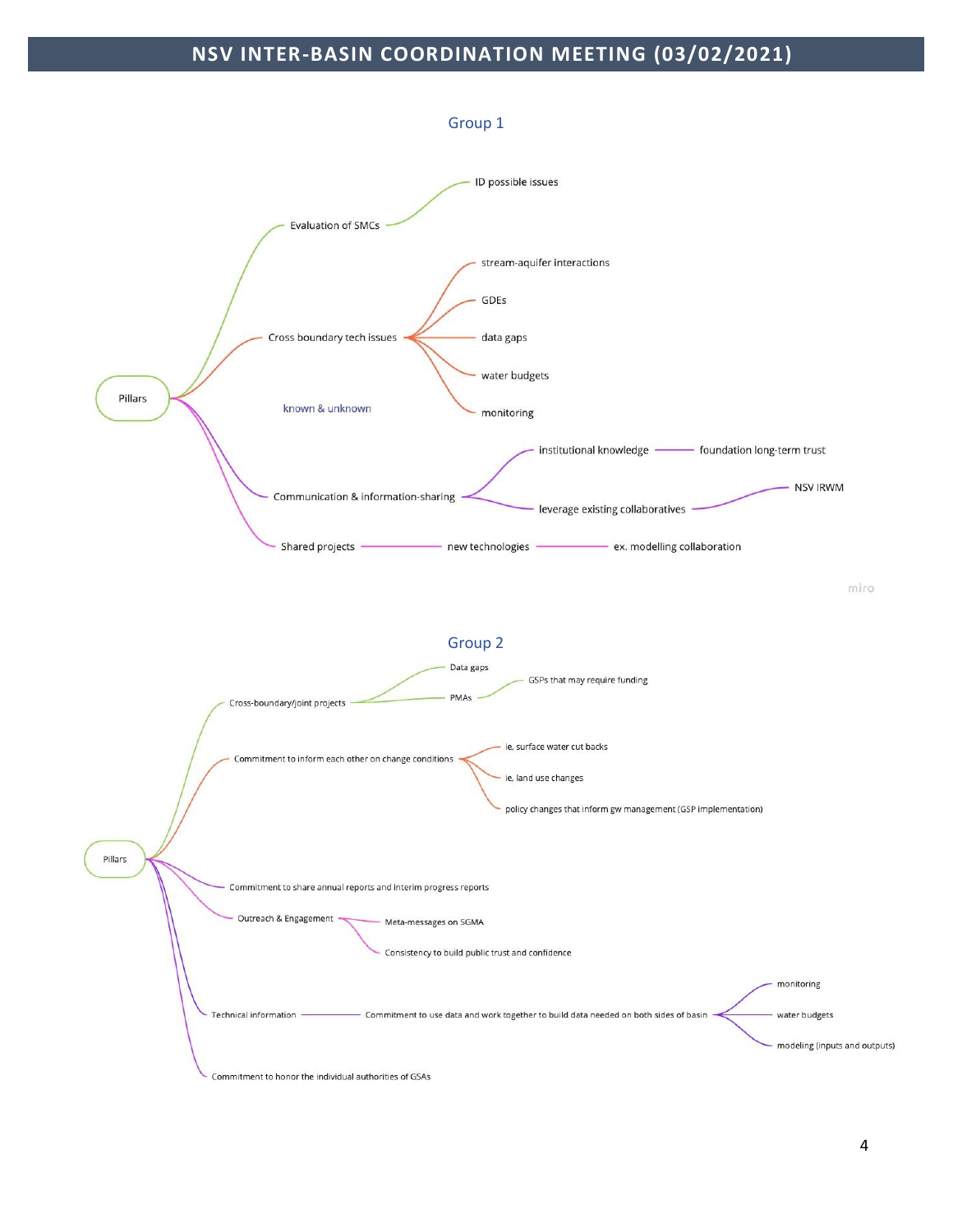# NSV INTER-BASIN COORDINATION MEETING (03/02/2021)

## Group 1

- Pillars
  - Evaluation of SMCs
    - ID possible issues
  - Cross boundary tech issues
    - stream-aquifer interactions
    - GDEs
    - data gaps
    - water budgets
    - monitoring
  - known & unknown
  - Communication & information-sharing
    - institutional knowledge — foundation long-term trust
    - leverage existing collaboratives — NSV IRWM
  - Shared projects — new technologies — ex. modelling collaboration

miro

## Group 2

- Pillars
  - Cross-boundary/joint projects
    - Data gaps
    - PMAs
      - GSPs that may require funding
  - Commitment to inform each other on change conditions
    - ie, surface water cut backs
    - ie, land use changes
    - policy changes that inform gw management (GSP implementation)
  - Commitment to share annual reports and interim progress reports
  - Outreach & Engagement
    - Meta-messages on SGMA
    - Consistency to build public trust and confidence
  - Technical information — Commitment to use data and work together to build data needed on both sides of basin
    - monitoring
    - water budgets
    - modeling (inputs and outputs)
  - Commitment to honor the individual authorities of GSAs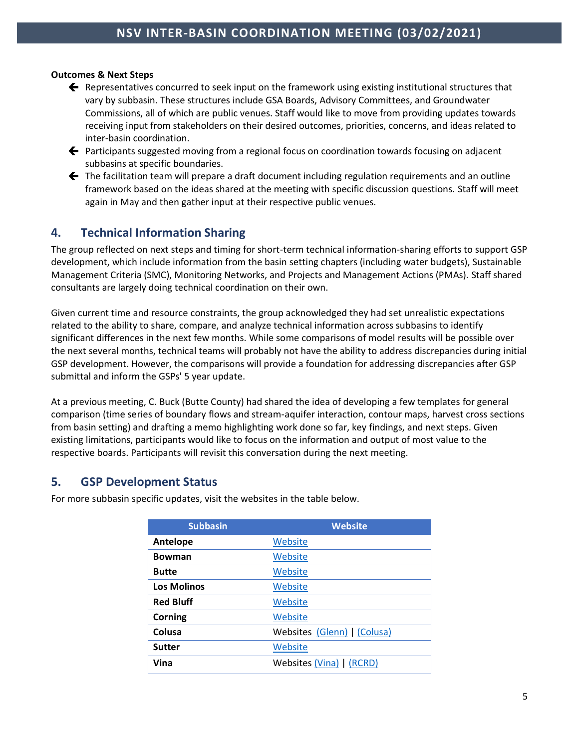**Outcomes & Next Steps**

- Representatives concurred to seek input on the framework using existing institutional structures that vary by subbasin. These structures include GSA Boards, Advisory Committees, and Groundwater Commissions, all of which are public venues. Staff would like to move from providing updates towards receiving input from stakeholders on their desired outcomes, priorities, concerns, and ideas related to inter-basin coordination.
- Participants suggested moving from a regional focus on coordination towards focusing on adjacent subbasins at specific boundaries.
- The facilitation team will prepare a draft document including regulation requirements and an outline framework based on the ideas shared at the meeting with specific discussion questions. Staff will meet again in May and then gather input at their respective public venues.

## 4. Technical Information Sharing

The group reflected on next steps and timing for short-term technical information-sharing efforts to support GSP development, which include information from the basin setting chapters (including water budgets), Sustainable Management Criteria (SMC), Monitoring Networks, and Projects and Management Actions (PMAs). Staff shared consultants are largely doing technical coordination on their own.

Given current time and resource constraints, the group acknowledged they had set unrealistic expectations related to the ability to share, compare, and analyze technical information across subbasins to identify significant differences in the next few months. While some comparisons of model results will be possible over the next several months, technical teams will probably not have the ability to address discrepancies during initial GSP development. However, the comparisons will provide a foundation for addressing discrepancies after GSP submittal and inform the GSPs' 5 year update.

At a previous meeting, C. Buck (Butte County) had shared the idea of developing a few templates for general comparison (time series of boundary flows and stream-aquifer interaction, contour maps, harvest cross sections from basin setting) and drafting a memo highlighting work done so far, key findings, and next steps. Given existing limitations, participants would like to focus on the information and output of most value to the respective boards. Participants will revisit this conversation during the next meeting.

## 5. GSP Development Status

For more subbasin specific updates, visit the websites in the table below.

| Subbasin | Website |
|---|---|
| **Antelope** | Website |
| **Bowman** | Website |
| **Butte** | Website |
| **Los Molinos** | Website |
| **Red Bluff** | Website |
| **Corning** | Website |
| **Colusa** | Websites (Glenn) \| (Colusa) |
| **Sutter** | Website |
| **Vina** | Websites (Vina) \| (RCRD) |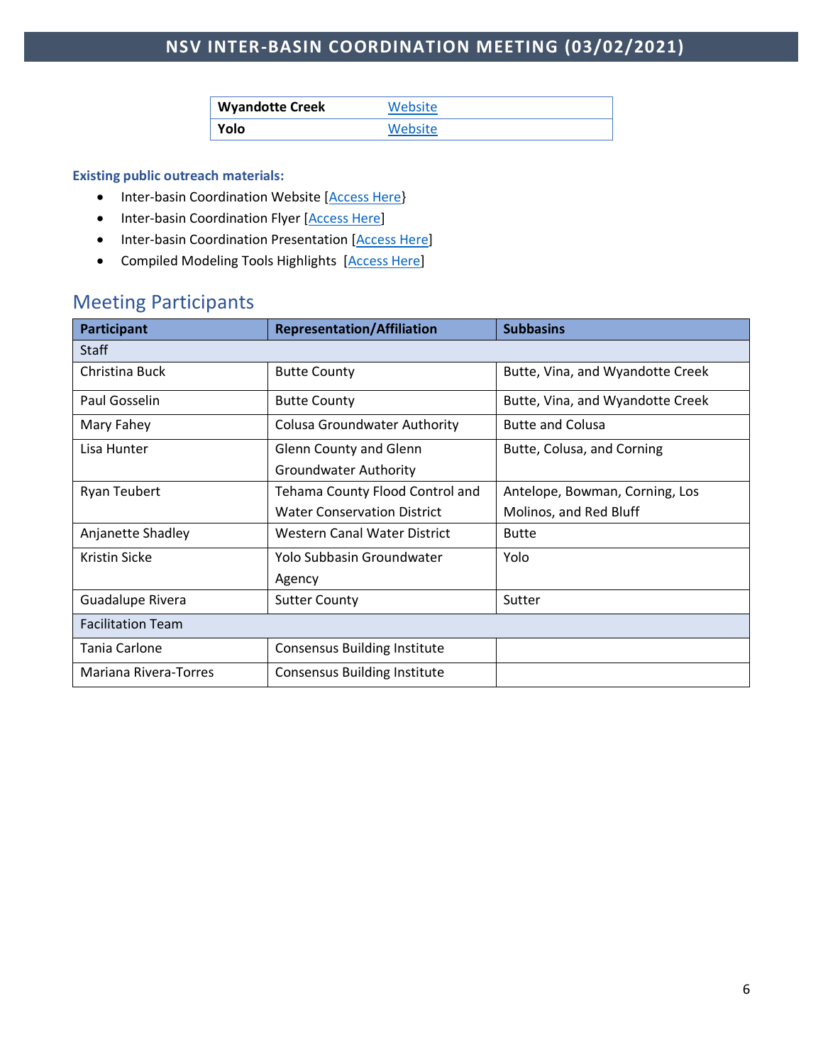| | |
|---|---|
| **Wyandotte Creek** | Website |
| **Yolo** | Website |

**Existing public outreach materials:**

- Inter-basin Coordination Website [Access Here}
- Inter-basin Coordination Flyer [Access Here]
- Inter-basin Coordination Presentation [Access Here]
- Compiled Modeling Tools Highlights [Access Here]

## Meeting Participants

| Participant | Representation/Affiliation | Subbasins |
|---|---|---|
| Staff | | |
| Christina Buck | Butte County | Butte, Vina, and Wyandotte Creek |
| Paul Gosselin | Butte County | Butte, Vina, and Wyandotte Creek |
| Mary Fahey | Colusa Groundwater Authority | Butte and Colusa |
| Lisa Hunter | Glenn County and Glenn Groundwater Authority | Butte, Colusa, and Corning |
| Ryan Teubert | Tehama County Flood Control and Water Conservation District | Antelope, Bowman, Corning, Los Molinos, and Red Bluff |
| Anjanette Shadley | Western Canal Water District | Butte |
| Kristin Sicke | Yolo Subbasin Groundwater Agency | Yolo |
| Guadalupe Rivera | Sutter County | Sutter |
| Facilitation Team | | |
| Tania Carlone | Consensus Building Institute | |
| Mariana Rivera-Torres | Consensus Building Institute | |